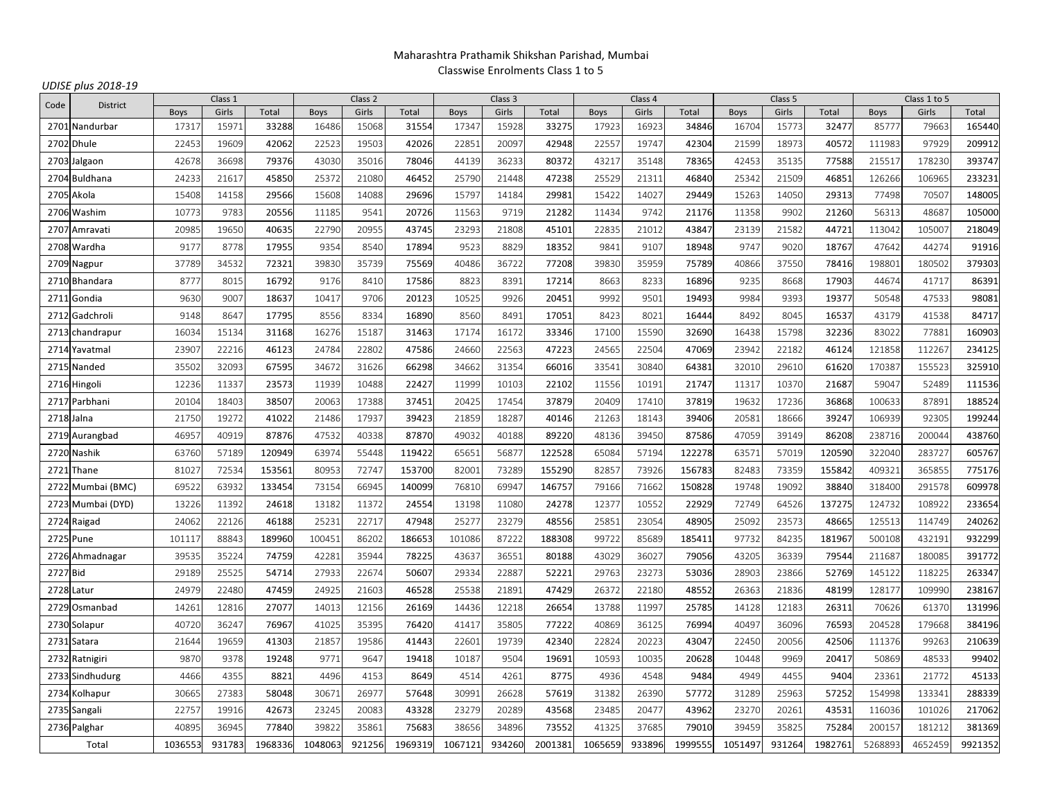Maharashtra Prathamik Shikshan Parishad, Mumbai

Classwise Enrolments Class 1 to 5

*UDISE plus 2018-19*

| Code | District | Class 1 | | | Class 2 | | | Class 3 | | | Class 4 | | | Class 5 | | | Class 1 to 5 | | |
|---|---|---|---|---|---|---|---|---|---|---|---|---|---|---|---|---|---|---|---|
| | | Boys | Girls | Total | Boys | Girls | Total | Boys | Girls | Total | Boys | Girls | Total | Boys | Girls | Total | Boys | Girls | Total |
| 2701 | Nandurbar | 17317 | 15971 | 33288 | 16486 | 15068 | 31554 | 17347 | 15928 | 33275 | 17923 | 16923 | 34846 | 16704 | 15773 | 32477 | 85777 | 79663 | 165440 |
| 2702 | Dhule | 22453 | 19609 | 42062 | 22523 | 19503 | 42026 | 22851 | 20097 | 42948 | 22557 | 19747 | 42304 | 21599 | 18973 | 40572 | 111983 | 97929 | 209912 |
| 2703 | Jalgaon | 42678 | 36698 | 79376 | 43030 | 35016 | 78046 | 44139 | 36233 | 80372 | 43217 | 35148 | 78365 | 42453 | 35135 | 77588 | 215517 | 178230 | 393747 |
| 2704 | Buldhana | 24233 | 21617 | 45850 | 25372 | 21080 | 46452 | 25790 | 21448 | 47238 | 25529 | 21311 | 46840 | 25342 | 21509 | 46851 | 126266 | 106965 | 233231 |
| 2705 | Akola | 15408 | 14158 | 29566 | 15608 | 14088 | 29696 | 15797 | 14184 | 29981 | 15422 | 14027 | 29449 | 15263 | 14050 | 29313 | 77498 | 70507 | 148005 |
| 2706 | Washim | 10773 | 9783 | 20556 | 11185 | 9541 | 20726 | 11563 | 9719 | 21282 | 11434 | 9742 | 21176 | 11358 | 9902 | 21260 | 56313 | 48687 | 105000 |
| 2707 | Amravati | 20985 | 19650 | 40635 | 22790 | 20955 | 43745 | 23293 | 21808 | 45101 | 22835 | 21012 | 43847 | 23139 | 21582 | 44721 | 113042 | 105007 | 218049 |
| 2708 | Wardha | 9177 | 8778 | 17955 | 9354 | 8540 | 17894 | 9523 | 8829 | 18352 | 9841 | 9107 | 18948 | 9747 | 9020 | 18767 | 47642 | 44274 | 91916 |
| 2709 | Nagpur | 37789 | 34532 | 72321 | 39830 | 35739 | 75569 | 40486 | 36722 | 77208 | 39830 | 35959 | 75789 | 40866 | 37550 | 78416 | 198801 | 180502 | 379303 |
| 2710 | Bhandara | 8777 | 8015 | 16792 | 9176 | 8410 | 17586 | 8823 | 8391 | 17214 | 8663 | 8233 | 16896 | 9235 | 8668 | 17903 | 44674 | 41717 | 86391 |
| 2711 | Gondia | 9630 | 9007 | 18637 | 10417 | 9706 | 20123 | 10525 | 9926 | 20451 | 9992 | 9501 | 19493 | 9984 | 9393 | 19377 | 50548 | 47533 | 98081 |
| 2712 | Gadchroli | 9148 | 8647 | 17795 | 8556 | 8334 | 16890 | 8560 | 8491 | 17051 | 8423 | 8021 | 16444 | 8492 | 8045 | 16537 | 43179 | 41538 | 84717 |
| 2713 | chandrapur | 16034 | 15134 | 31168 | 16276 | 15187 | 31463 | 17174 | 16172 | 33346 | 17100 | 15590 | 32690 | 16438 | 15798 | 32236 | 83022 | 77881 | 160903 |
| 2714 | Yavatmal | 23907 | 22216 | 46123 | 24784 | 22802 | 47586 | 24660 | 22563 | 47223 | 24565 | 22504 | 47069 | 23942 | 22182 | 46124 | 121858 | 112267 | 234125 |
| 2715 | Nanded | 35502 | 32093 | 67595 | 34672 | 31626 | 66298 | 34662 | 31354 | 66016 | 33541 | 30840 | 64381 | 32010 | 29610 | 61620 | 170387 | 155523 | 325910 |
| 2716 | Hingoli | 12236 | 11337 | 23573 | 11939 | 10488 | 22427 | 11999 | 10103 | 22102 | 11556 | 10191 | 21747 | 11317 | 10370 | 21687 | 59047 | 52489 | 111536 |
| 2717 | Parbhani | 20104 | 18403 | 38507 | 20063 | 17388 | 37451 | 20425 | 17454 | 37879 | 20409 | 17410 | 37819 | 19632 | 17236 | 36868 | 100633 | 87891 | 188524 |
| 2718 | Jalna | 21750 | 19272 | 41022 | 21486 | 17937 | 39423 | 21859 | 18287 | 40146 | 21263 | 18143 | 39406 | 20581 | 18666 | 39247 | 106939 | 92305 | 199244 |
| 2719 | Aurangbad | 46957 | 40919 | 87876 | 47532 | 40338 | 87870 | 49032 | 40188 | 89220 | 48136 | 39450 | 87586 | 47059 | 39149 | 86208 | 238716 | 200044 | 438760 |
| 2720 | Nashik | 63760 | 57189 | 120949 | 63974 | 55448 | 119422 | 65651 | 56877 | 122528 | 65084 | 57194 | 122278 | 63571 | 57019 | 120590 | 322040 | 283727 | 605767 |
| 2721 | Thane | 81027 | 72534 | 153561 | 80953 | 72747 | 153700 | 82001 | 73289 | 155290 | 82857 | 73926 | 156783 | 82483 | 73359 | 155842 | 409321 | 365855 | 775176 |
| 2722 | Mumbai (BMC) | 69522 | 63932 | 133454 | 73154 | 66945 | 140099 | 76810 | 69947 | 146757 | 79166 | 71662 | 150828 | 19748 | 19092 | 38840 | 318400 | 291578 | 609978 |
| 2723 | Mumbai (DYD) | 13226 | 11392 | 24618 | 13182 | 11372 | 24554 | 13198 | 11080 | 24278 | 12377 | 10552 | 22929 | 72749 | 64526 | 137275 | 124732 | 108922 | 233654 |
| 2724 | Raigad | 24062 | 22126 | 46188 | 25231 | 22717 | 47948 | 25277 | 23279 | 48556 | 25851 | 23054 | 48905 | 25092 | 23573 | 48665 | 125513 | 114749 | 240262 |
| 2725 | Pune | 101117 | 88843 | 189960 | 100451 | 86202 | 186653 | 101086 | 87222 | 188308 | 99722 | 85689 | 185411 | 97732 | 84235 | 181967 | 500108 | 432191 | 932299 |
| 2726 | Ahmadnagar | 39535 | 35224 | 74759 | 42281 | 35944 | 78225 | 43637 | 36551 | 80188 | 43029 | 36027 | 79056 | 43205 | 36339 | 79544 | 211687 | 180085 | 391772 |
| 2727 | Bid | 29189 | 25525 | 54714 | 27933 | 22674 | 50607 | 29334 | 22887 | 52221 | 29763 | 23273 | 53036 | 28903 | 23866 | 52769 | 145122 | 118225 | 263347 |
| 2728 | Latur | 24979 | 22480 | 47459 | 24925 | 21603 | 46528 | 25538 | 21891 | 47429 | 26372 | 22180 | 48552 | 26363 | 21836 | 48199 | 128177 | 109990 | 238167 |
| 2729 | Osmanbad | 14261 | 12816 | 27077 | 14013 | 12156 | 26169 | 14436 | 12218 | 26654 | 13788 | 11997 | 25785 | 14128 | 12183 | 26311 | 70626 | 61370 | 131996 |
| 2730 | Solapur | 40720 | 36247 | 76967 | 41025 | 35395 | 76420 | 41417 | 35805 | 77222 | 40869 | 36125 | 76994 | 40497 | 36096 | 76593 | 204528 | 179668 | 384196 |
| 2731 | Satara | 21644 | 19659 | 41303 | 21857 | 19586 | 41443 | 22601 | 19739 | 42340 | 22824 | 20223 | 43047 | 22450 | 20056 | 42506 | 111376 | 99263 | 210639 |
| 2732 | Ratnigiri | 9870 | 9378 | 19248 | 9771 | 9647 | 19418 | 10187 | 9504 | 19691 | 10593 | 10035 | 20628 | 10448 | 9969 | 20417 | 50869 | 48533 | 99402 |
| 2733 | Sindhudurg | 4466 | 4355 | 8821 | 4496 | 4153 | 8649 | 4514 | 4261 | 8775 | 4936 | 4548 | 9484 | 4949 | 4455 | 9404 | 23361 | 21772 | 45133 |
| 2734 | Kolhapur | 30665 | 27383 | 58048 | 30671 | 26977 | 57648 | 30991 | 26628 | 57619 | 31382 | 26390 | 57772 | 31289 | 25963 | 57252 | 154998 | 133341 | 288339 |
| 2735 | Sangali | 22757 | 19916 | 42673 | 23245 | 20083 | 43328 | 23279 | 20289 | 43568 | 23485 | 20477 | 43962 | 23270 | 20261 | 43531 | 116036 | 101026 | 217062 |
| 2736 | Palghar | 40895 | 36945 | 77840 | 39822 | 35861 | 75683 | 38656 | 34896 | 73552 | 41325 | 37685 | 79010 | 39459 | 35825 | 75284 | 200157 | 181212 | 381369 |
| | Total | 1036553 | 931783 | 1968336 | 1048063 | 921256 | 1969319 | 1067121 | 934260 | 2001381 | 1065659 | 933896 | 1999555 | 1051497 | 931264 | 1982761 | 5268893 | 4652459 | 9921352 |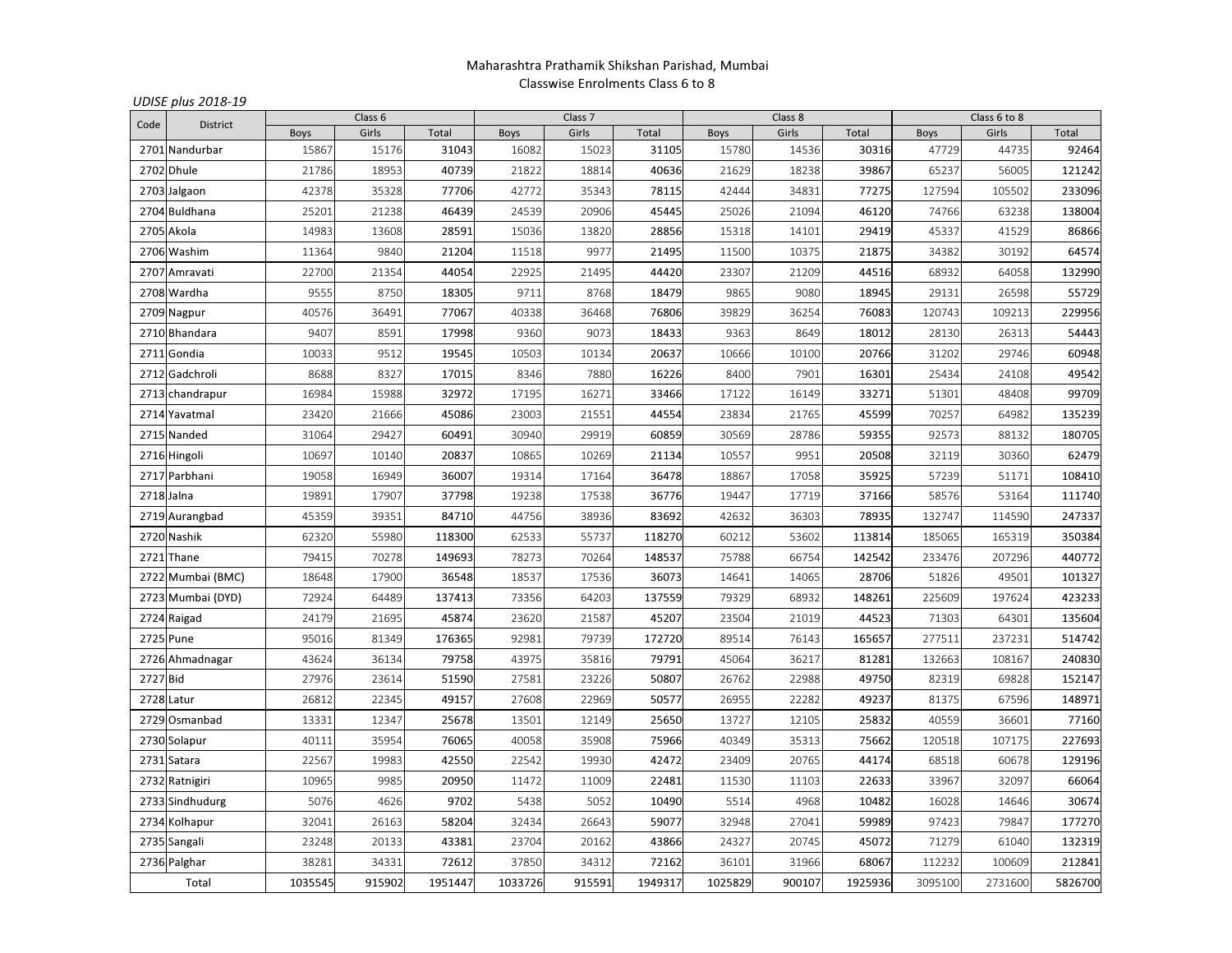Maharashtra Prathamik Shikshan Parishad, Mumbai

Classwise Enrolments Class 6 to 8

*UDISE plus 2018-19*

| Code | District | Class 6 | | | Class 7 | | | Class 8 | | | Class 6 to 8 | | |
|---|---|---|---|---|---|---|---|---|---|---|---|---|---|
| | | Boys | Girls | Total | Boys | Girls | Total | Boys | Girls | Total | Boys | Girls | Total |
| 2701 | Nandurbar | 15867 | 15176 | 31043 | 16082 | 15023 | 31105 | 15780 | 14536 | 30316 | 47729 | 44735 | 92464 |
| 2702 | Dhule | 21786 | 18953 | 40739 | 21822 | 18814 | 40636 | 21629 | 18238 | 39867 | 65237 | 56005 | 121242 |
| 2703 | Jalgaon | 42378 | 35328 | 77706 | 42772 | 35343 | 78115 | 42444 | 34831 | 77275 | 127594 | 105502 | 233096 |
| 2704 | Buldhana | 25201 | 21238 | 46439 | 24539 | 20906 | 45445 | 25026 | 21094 | 46120 | 74766 | 63238 | 138004 |
| 2705 | Akola | 14983 | 13608 | 28591 | 15036 | 13820 | 28856 | 15318 | 14101 | 29419 | 45337 | 41529 | 86866 |
| 2706 | Washim | 11364 | 9840 | 21204 | 11518 | 9977 | 21495 | 11500 | 10375 | 21875 | 34382 | 30192 | 64574 |
| 2707 | Amravati | 22700 | 21354 | 44054 | 22925 | 21495 | 44420 | 23307 | 21209 | 44516 | 68932 | 64058 | 132990 |
| 2708 | Wardha | 9555 | 8750 | 18305 | 9711 | 8768 | 18479 | 9865 | 9080 | 18945 | 29131 | 26598 | 55729 |
| 2709 | Nagpur | 40576 | 36491 | 77067 | 40338 | 36468 | 76806 | 39829 | 36254 | 76083 | 120743 | 109213 | 229956 |
| 2710 | Bhandara | 9407 | 8591 | 17998 | 9360 | 9073 | 18433 | 9363 | 8649 | 18012 | 28130 | 26313 | 54443 |
| 2711 | Gondia | 10033 | 9512 | 19545 | 10503 | 10134 | 20637 | 10666 | 10100 | 20766 | 31202 | 29746 | 60948 |
| 2712 | Gadchroli | 8688 | 8327 | 17015 | 8346 | 7880 | 16226 | 8400 | 7901 | 16301 | 25434 | 24108 | 49542 |
| 2713 | chandrapur | 16984 | 15988 | 32972 | 17195 | 16271 | 33466 | 17122 | 16149 | 33271 | 51301 | 48408 | 99709 |
| 2714 | Yavatmal | 23420 | 21666 | 45086 | 23003 | 21551 | 44554 | 23834 | 21765 | 45599 | 70257 | 64982 | 135239 |
| 2715 | Nanded | 31064 | 29427 | 60491 | 30940 | 29919 | 60859 | 30569 | 28786 | 59355 | 92573 | 88132 | 180705 |
| 2716 | Hingoli | 10697 | 10140 | 20837 | 10865 | 10269 | 21134 | 10557 | 9951 | 20508 | 32119 | 30360 | 62479 |
| 2717 | Parbhani | 19058 | 16949 | 36007 | 19314 | 17164 | 36478 | 18867 | 17058 | 35925 | 57239 | 51171 | 108410 |
| 2718 | Jalna | 19891 | 17907 | 37798 | 19238 | 17538 | 36776 | 19447 | 17719 | 37166 | 58576 | 53164 | 111740 |
| 2719 | Aurangbad | 45359 | 39351 | 84710 | 44756 | 38936 | 83692 | 42632 | 36303 | 78935 | 132747 | 114590 | 247337 |
| 2720 | Nashik | 62320 | 55980 | 118300 | 62533 | 55737 | 118270 | 60212 | 53602 | 113814 | 185065 | 165319 | 350384 |
| 2721 | Thane | 79415 | 70278 | 149693 | 78273 | 70264 | 148537 | 75788 | 66754 | 142542 | 233476 | 207296 | 440772 |
| 2722 | Mumbai (BMC) | 18648 | 17900 | 36548 | 18537 | 17536 | 36073 | 14641 | 14065 | 28706 | 51826 | 49501 | 101327 |
| 2723 | Mumbai (DYD) | 72924 | 64489 | 137413 | 73356 | 64203 | 137559 | 79329 | 68932 | 148261 | 225609 | 197624 | 423233 |
| 2724 | Raigad | 24179 | 21695 | 45874 | 23620 | 21587 | 45207 | 23504 | 21019 | 44523 | 71303 | 64301 | 135604 |
| 2725 | Pune | 95016 | 81349 | 176365 | 92981 | 79739 | 172720 | 89514 | 76143 | 165657 | 277511 | 237231 | 514742 |
| 2726 | Ahmadnagar | 43624 | 36134 | 79758 | 43975 | 35816 | 79791 | 45064 | 36217 | 81281 | 132663 | 108167 | 240830 |
| 2727 | Bid | 27976 | 23614 | 51590 | 27581 | 23226 | 50807 | 26762 | 22988 | 49750 | 82319 | 69828 | 152147 |
| 2728 | Latur | 26812 | 22345 | 49157 | 27608 | 22969 | 50577 | 26955 | 22282 | 49237 | 81375 | 67596 | 148971 |
| 2729 | Osmanbad | 13331 | 12347 | 25678 | 13501 | 12149 | 25650 | 13727 | 12105 | 25832 | 40559 | 36601 | 77160 |
| 2730 | Solapur | 40111 | 35954 | 76065 | 40058 | 35908 | 75966 | 40349 | 35313 | 75662 | 120518 | 107175 | 227693 |
| 2731 | Satara | 22567 | 19983 | 42550 | 22542 | 19930 | 42472 | 23409 | 20765 | 44174 | 68518 | 60678 | 129196 |
| 2732 | Ratnigiri | 10965 | 9985 | 20950 | 11472 | 11009 | 22481 | 11530 | 11103 | 22633 | 33967 | 32097 | 66064 |
| 2733 | Sindhudurg | 5076 | 4626 | 9702 | 5438 | 5052 | 10490 | 5514 | 4968 | 10482 | 16028 | 14646 | 30674 |
| 2734 | Kolhapur | 32041 | 26163 | 58204 | 32434 | 26643 | 59077 | 32948 | 27041 | 59989 | 97423 | 79847 | 177270 |
| 2735 | Sangali | 23248 | 20133 | 43381 | 23704 | 20162 | 43866 | 24327 | 20745 | 45072 | 71279 | 61040 | 132319 |
| 2736 | Palghar | 38281 | 34331 | 72612 | 37850 | 34312 | 72162 | 36101 | 31966 | 68067 | 112232 | 100609 | 212841 |
| Total | | 1035545 | 915902 | 1951447 | 1033726 | 915591 | 1949317 | 1025829 | 900107 | 1925936 | 3095100 | 2731600 | 5826700 |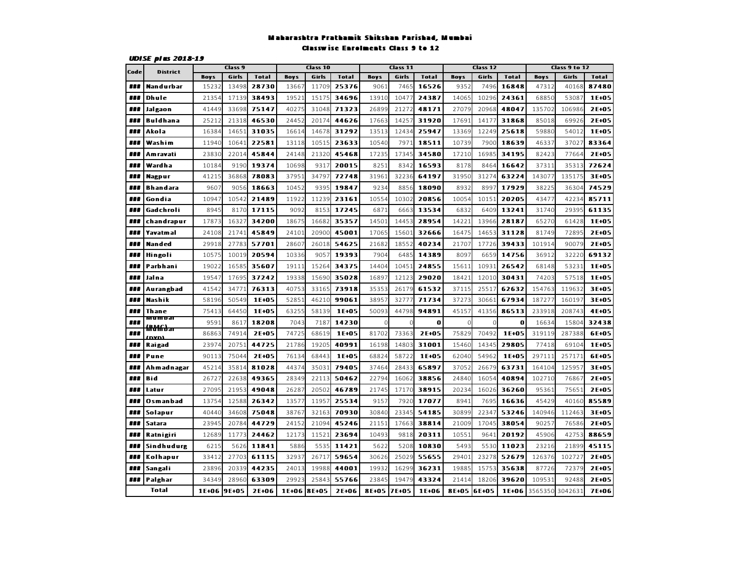# Maharashtra Prathamik Shikshan Parishad, Mumbai

## Classwise Enrolments Class 9 to 12

***UDISE plus 2018-19***

| Code | District | Class 9 | | | Class 10 | | | Class 11 | | | Class 12 | | | Class 9 to 12 | | |
|---|---|---|---|---|---|---|---|---|---|---|---|---|---|---|---|---|
| | | Boys | Girls | Total | Boys | Girls | Total | Boys | Girls | Total | Boys | Girls | Total | Boys | Girls | Total |
| ### | Nandurbar | 15232 | 13498 | **28730** | 13667 | 11709 | **25376** | 9061 | 7465 | **16526** | 9352 | 7496 | **16848** | 47312 | 40168 | **87480** |
| ### | Dhule | 21354 | 17139 | **38493** | 19521 | 15175 | **34696** | 13910 | 10477 | **24387** | 14065 | 10296 | **24361** | 68850 | 53087 | **1E+05** |
| ### | Jalgaon | 41449 | 33698 | **75147** | 40275 | 31048 | **71323** | 26899 | 21272 | **48171** | 27079 | 20968 | **48047** | 135702 | 106986 | **2E+05** |
| ### | Buldhana | 25212 | 21318 | **46530** | 24452 | 20174 | **44626** | 17663 | 14257 | **31920** | 17691 | 14177 | **31868** | 85018 | 69926 | **2E+05** |
| ### | Akola | 16384 | 14651 | **31035** | 16614 | 14678 | **31292** | 13513 | 12434 | **25947** | 13369 | 12249 | **25618** | 59880 | 54012 | **1E+05** |
| ### | Washim | 11940 | 10641 | **22581** | 13118 | 10515 | **23633** | 10540 | 7971 | **18511** | 10739 | 7900 | **18639** | 46337 | 37027 | **83364** |
| ### | Amravati | 23830 | 22014 | **45844** | 24148 | 21320 | **45468** | 17235 | 17345 | **34580** | 17210 | 16985 | **34195** | 82423 | 77664 | **2E+05** |
| ### | Wardha | 10184 | 9190 | **19374** | 10698 | 9317 | **20015** | 8251 | 8342 | **16593** | 8178 | 8464 | **16642** | 37311 | 35313 | **72624** |
| ### | Nagpur | 41215 | 36868 | **78083** | 37951 | 34797 | **72748** | 31961 | 32236 | **64197** | 31950 | 31274 | **63224** | 143077 | 135175 | **3E+05** |
| ### | Bhandara | 9607 | 9056 | **18663** | 10452 | 9395 | **19847** | 9234 | 8856 | **18090** | 8932 | 8997 | **17929** | 38225 | 36304 | **74529** |
| ### | Gondia | 10947 | 10542 | **21489** | 11922 | 11239 | **23161** | 10554 | 10302 | **20856** | 10054 | 10151 | **20205** | 43477 | 42234 | **85711** |
| ### | Gadchroli | 8945 | 8170 | **17115** | 9092 | 8153 | **17245** | 6871 | 6663 | **13534** | 6832 | 6409 | **13241** | 31740 | 29395 | **61135** |
| ### | chandrapur | 17873 | 16327 | **34200** | 18675 | 16682 | **35357** | 14501 | 14453 | **28954** | 14221 | 13966 | **28187** | 65270 | 61428 | **1E+05** |
| ### | Yavatmal | 24108 | 21741 | **45849** | 24101 | 20900 | **45001** | 17065 | 15601 | **32666** | 16475 | 14653 | **31128** | 81749 | 72895 | **2E+05** |
| ### | Nanded | 29918 | 27783 | **57701** | 28607 | 26018 | **54625** | 21682 | 18552 | **40234** | 21707 | 17726 | **39433** | 101914 | 90079 | **2E+05** |
| ### | Hingoli | 10575 | 10019 | **20594** | 10336 | 9057 | **19393** | 7904 | 6485 | **14389** | 8097 | 6659 | **14756** | 36912 | 32220 | **69132** |
| ### | Parbhani | 19022 | 16585 | **35607** | 19111 | 15264 | **34375** | 14404 | 10451 | **24855** | 15611 | 10931 | **26542** | 68148 | 53231 | **1E+05** |
| ### | Jalna | 19547 | 17695 | **37242** | 19338 | 15690 | **35028** | 16897 | 12123 | **29020** | 18421 | 12010 | **30431** | 74203 | 57518 | **1E+05** |
| ### | Aurangbad | 41542 | 34771 | **76313** | 40753 | 33165 | **73918** | 35353 | 26179 | **61532** | 37115 | 25517 | **62632** | 154763 | 119632 | **3E+05** |
| ### | Nashik | 58196 | 50549 | **1E+05** | 52851 | 46210 | **99061** | 38957 | 32777 | **71734** | 37273 | 30661 | **67934** | 187277 | 160197 | **3E+05** |
| ### | Thane | 75413 | 64450 | **1E+05** | 63255 | 58139 | **1E+05** | 50093 | 44798 | **94891** | 45157 | 41356 | **86513** | 233918 | 208743 | **4E+05** |
| ### | Mumbai (BMC) | 9591 | 8617 | **18208** | 7043 | 7187 | **14230** | 0 | 0 | **0** | 0 | 0 | **0** | 16634 | 15804 | **32438** |
| ### | Mumbai (DYD) | 86863 | 74914 | **2E+05** | 74725 | 68619 | **1E+05** | 81702 | 73363 | **2E+05** | 75829 | 70492 | **1E+05** | 319119 | 287388 | **6E+05** |
| ### | Raigad | 23974 | 20751 | **44725** | 21786 | 19205 | **40991** | 16198 | 14803 | **31001** | 15460 | 14345 | **29805** | 77418 | 69104 | **1E+05** |
| ### | Pune | 90113 | 75044 | **2E+05** | 76134 | 68443 | **1E+05** | 68824 | 58722 | **1E+05** | 62040 | 54962 | **1E+05** | 297111 | 257171 | **6E+05** |
| ### | Ahmadnagar | 45214 | 35814 | **81028** | 44374 | 35031 | **79405** | 37464 | 28433 | **65897** | 37052 | 26679 | **63731** | 164104 | 125957 | **3E+05** |
| ### | Bid | 26727 | 22638 | **49365** | 28349 | 22113 | **50462** | 22794 | 16062 | **38856** | 24840 | 16054 | **40894** | 102710 | 76867 | **2E+05** |
| ### | Latur | 27095 | 21953 | **49048** | 26287 | 20502 | **46789** | 21745 | 17170 | **38915** | 20234 | 16026 | **36260** | 95361 | 75651 | **2E+05** |
| ### | Osmanbad | 13754 | 12588 | **26342** | 13577 | 11957 | **25534** | 9157 | 7920 | **17077** | 8941 | 7695 | **16636** | 45429 | 40160 | **85589** |
| ### | Solapur | 40440 | 34608 | **75048** | 38767 | 32163 | **70930** | 30840 | 23345 | **54185** | 30899 | 22347 | **53246** | 140946 | 112463 | **3E+05** |
| ### | Satara | 23945 | 20784 | **44729** | 24152 | 21094 | **45246** | 21151 | 17663 | **38814** | 21009 | 17045 | **38054** | 90257 | 76586 | **2E+05** |
| ### | Ratnigiri | 12689 | 11773 | **24462** | 12173 | 11521 | **23694** | 10493 | 9818 | **20311** | 10551 | 9641 | **20192** | 45906 | 42753 | **88659** |
| ### | Sindhudurg | 6215 | 5626 | **11841** | 5886 | 5535 | **11421** | 5622 | 5208 | **10830** | 5493 | 5530 | **11023** | 23216 | 21899 | **45115** |
| ### | Kolhapur | 33412 | 27703 | **61115** | 32937 | 26717 | **59654** | 30626 | 25029 | **55655** | 29401 | 23278 | **52679** | 126376 | 102727 | **2E+05** |
| ### | Sangali | 23896 | 20339 | **44235** | 24013 | 19988 | **44001** | 19932 | 16299 | **36231** | 19885 | 15753 | **35638** | 87726 | 72379 | **2E+05** |
| ### | Palghar | 34349 | 28960 | **63309** | 29923 | 25843 | **55766** | 23845 | 19479 | **43324** | 21414 | 18206 | **39620** | 109531 | 92488 | **2E+05** |
| **Total** | | **1E+06** | **9E+05** | **2E+06** | **1E+06** | **8E+05** | **2E+06** | **8E+05** | **7E+05** | **1E+06** | **8E+05** | **6E+05** | **1E+06** | 3565350 | 3042631 | **7E+06** |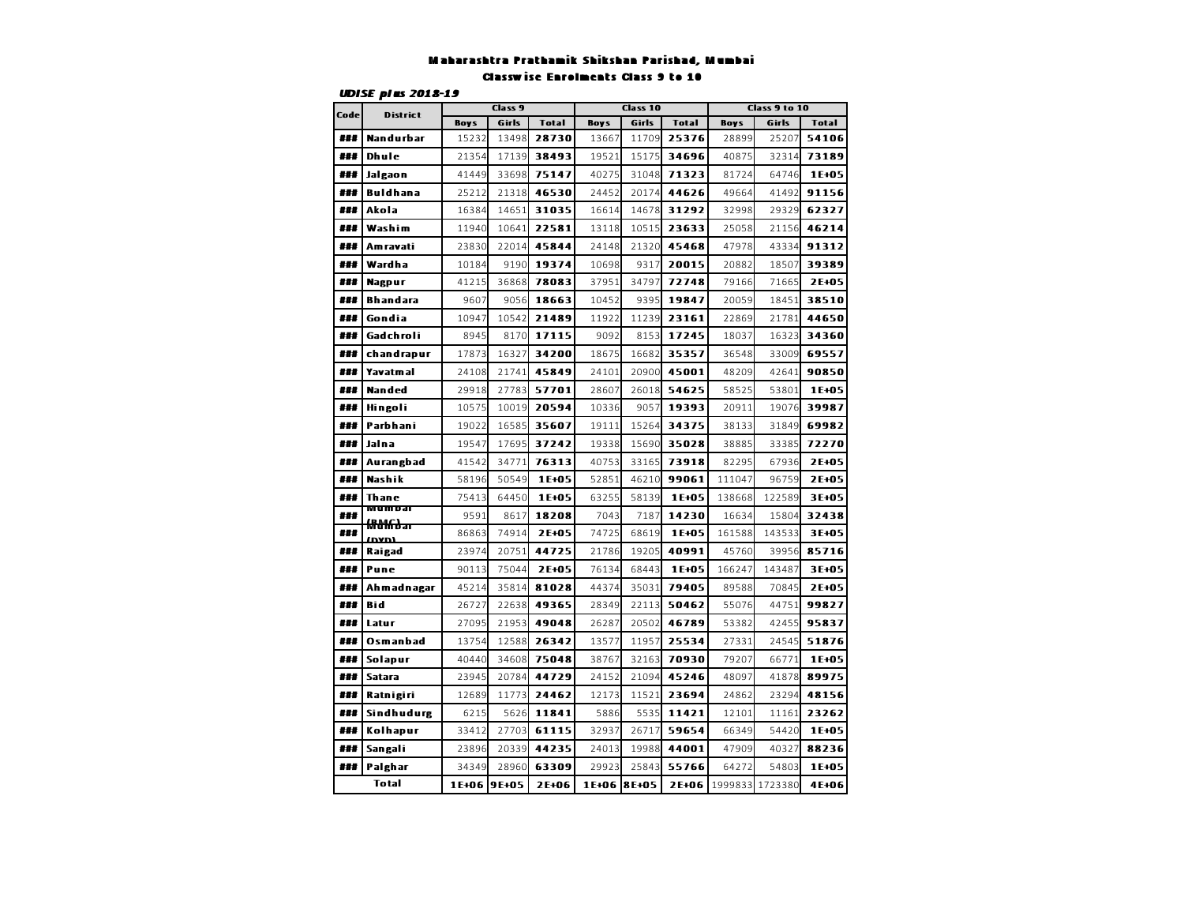# Maharashtra Prathamik Shikshan Parishad, Mumbai

## Classwise Enrolments Class 9 to 10

***UDISE plus 2018-19***

| Code | District | Class 9 | | | Class 10 | | | Class 9 to 10 | | |
|---|---|---|---|---|---|---|---|---|---|---|
| | | Boys | Girls | Total | Boys | Girls | Total | Boys | Girls | Total |
| ### | Nandurbar | 15232 | 13498 | **28730** | 13667 | 11709 | **25376** | 28899 | 25207 | **54106** |
| ### | Dhule | 21354 | 17139 | **38493** | 19521 | 15175 | **34696** | 40875 | 32314 | **73189** |
| ### | Jalgaon | 41449 | 33698 | **75147** | 40275 | 31048 | **71323** | 81724 | 64746 | **1E+05** |
| ### | Buldhana | 25212 | 21318 | **46530** | 24452 | 20174 | **44626** | 49664 | 41492 | **91156** |
| ### | Akola | 16384 | 14651 | **31035** | 16614 | 14678 | **31292** | 32998 | 29329 | **62327** |
| ### | Washim | 11940 | 10641 | **22581** | 13118 | 10515 | **23633** | 25058 | 21156 | **46214** |
| ### | Amravati | 23830 | 22014 | **45844** | 24148 | 21320 | **45468** | 47978 | 43334 | **91312** |
| ### | Wardha | 10184 | 9190 | **19374** | 10698 | 9317 | **20015** | 20882 | 18507 | **39389** |
| ### | Nagpur | 41215 | 36868 | **78083** | 37951 | 34797 | **72748** | 79166 | 71665 | **2E+05** |
| ### | Bhandara | 9607 | 9056 | **18663** | 10452 | 9395 | **19847** | 20059 | 18451 | **38510** |
| ### | Gondia | 10947 | 10542 | **21489** | 11922 | 11239 | **23161** | 22869 | 21781 | **44650** |
| ### | Gadchroli | 8945 | 8170 | **17115** | 9092 | 8153 | **17245** | 18037 | 16323 | **34360** |
| ### | chandrapur | 17873 | 16327 | **34200** | 18675 | 16682 | **35357** | 36548 | 33009 | **69557** |
| ### | Yavatmal | 24108 | 21741 | **45849** | 24101 | 20900 | **45001** | 48209 | 42641 | **90850** |
| ### | Nanded | 29918 | 27783 | **57701** | 28607 | 26018 | **54625** | 58525 | 53801 | **1E+05** |
| ### | Hingoli | 10575 | 10019 | **20594** | 10336 | 9057 | **19393** | 20911 | 19076 | **39987** |
| ### | Parbhani | 19022 | 16585 | **35607** | 19111 | 15264 | **34375** | 38133 | 31849 | **69982** |
| ### | Jalna | 19547 | 17695 | **37242** | 19338 | 15690 | **35028** | 38885 | 33385 | **72270** |
| ### | Aurangbad | 41542 | 34771 | **76313** | 40753 | 33165 | **73918** | 82295 | 67936 | **2E+05** |
| ### | Nashik | 58196 | 50549 | **1E+05** | 52851 | 46210 | **99061** | 111047 | 96759 | **2E+05** |
| ### | Thane | 75413 | 64450 | **1E+05** | 63255 | 58139 | **1E+05** | 138668 | 122589 | **3E+05** |
| ### | Mumbai (BMC) | 9591 | 8617 | **18208** | 7043 | 7187 | **14230** | 16634 | 15804 | **32438** |
| ### | Mumbai (DYD) | 86863 | 74914 | **2E+05** | 74725 | 68619 | **1E+05** | 161588 | 143533 | **3E+05** |
| ### | Raigad | 23974 | 20751 | **44725** | 21786 | 19205 | **40991** | 45760 | 39956 | **85716** |
| ### | Pune | 90113 | 75044 | **2E+05** | 76134 | 68443 | **1E+05** | 166247 | 143487 | **3E+05** |
| ### | Ahmadnagar | 45214 | 35814 | **81028** | 44374 | 35031 | **79405** | 89588 | 70845 | **2E+05** |
| ### | Bid | 26727 | 22638 | **49365** | 28349 | 22113 | **50462** | 55076 | 44751 | **99827** |
| ### | Latur | 27095 | 21953 | **49048** | 26287 | 20502 | **46789** | 53382 | 42455 | **95837** |
| ### | Osmanbad | 13754 | 12588 | **26342** | 13577 | 11957 | **25534** | 27331 | 24545 | **51876** |
| ### | Solapur | 40440 | 34608 | **75048** | 38767 | 32163 | **70930** | 79207 | 66771 | **1E+05** |
| ### | Satara | 23945 | 20784 | **44729** | 24152 | 21094 | **45246** | 48097 | 41878 | **89975** |
| ### | Ratnigiri | 12689 | 11773 | **24462** | 12173 | 11521 | **23694** | 24862 | 23294 | **48156** |
| ### | Sindhudurg | 6215 | 5626 | **11841** | 5886 | 5535 | **11421** | 12101 | 11161 | **23262** |
| ### | Kolhapur | 33412 | 27703 | **61115** | 32937 | 26717 | **59654** | 66349 | 54420 | **1E+05** |
| ### | Sangali | 23896 | 20339 | **44235** | 24013 | 19988 | **44001** | 47909 | 40327 | **88236** |
| ### | Palghar | 34349 | 28960 | **63309** | 29923 | 25843 | **55766** | 64272 | 54803 | **1E+05** |
| **Total** | | **1E+06** | **9E+05** | **2E+06** | **1E+06** | **8E+05** | **2E+06** | 1999833 | 1723380 | **4E+06** |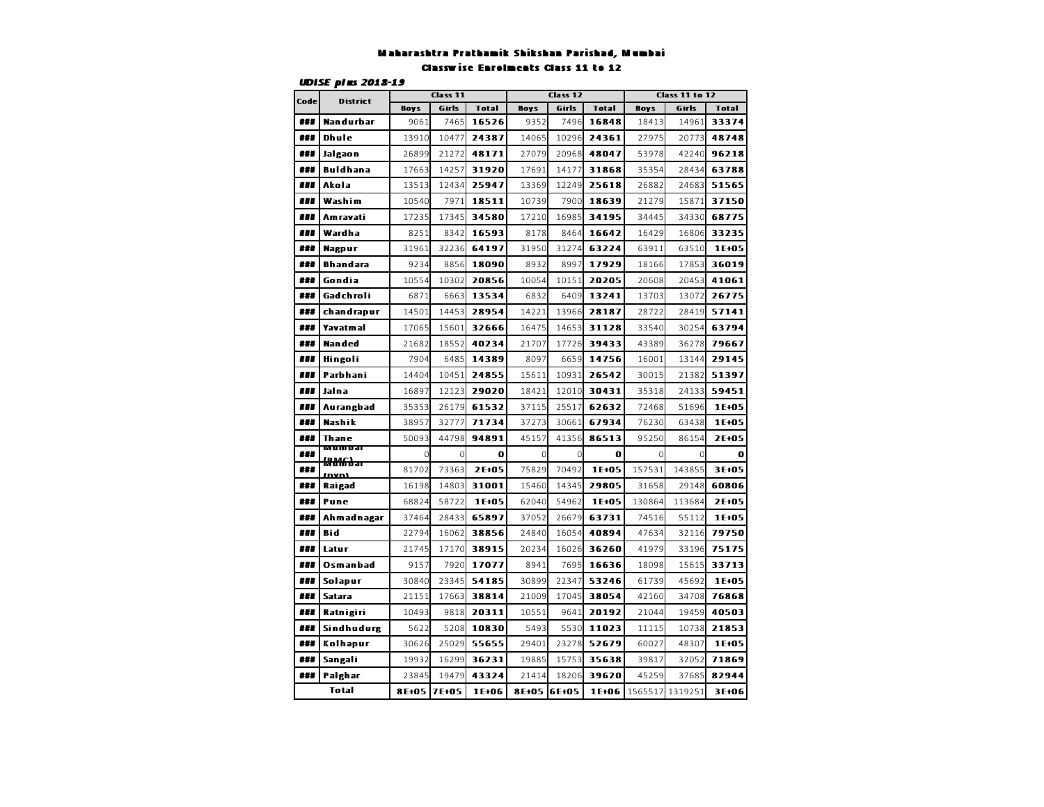**Maharashtra Prathamik Shikshan Parishad, Mumbai**

**Classwise Enrolments Class 11 to 12**

***UDISE plus 2018-19***

| Code | District | Class 11 | | | Class 12 | | | Class 11 to 12 | | |
|---|---|---|---|---|---|---|---|---|---|---|
| | | Boys | Girls | Total | Boys | Girls | Total | Boys | Girls | Total |
| ### | Nandurbar | 9061 | 7465 | 16526 | 9352 | 7496 | 16848 | 18413 | 14961 | 33374 |
| ### | Dhule | 13910 | 10477 | 24387 | 14065 | 10296 | 24361 | 27975 | 20773 | 48748 |
| ### | Jalgaon | 26899 | 21272 | 48171 | 27079 | 20968 | 48047 | 53978 | 42240 | 96218 |
| ### | Buldhana | 17663 | 14257 | 31920 | 17691 | 14177 | 31868 | 35354 | 28434 | 63788 |
| ### | Akola | 13513 | 12434 | 25947 | 13369 | 12249 | 25618 | 26882 | 24683 | 51565 |
| ### | Washim | 10540 | 7971 | 18511 | 10739 | 7900 | 18639 | 21279 | 15871 | 37150 |
| ### | Amravati | 17235 | 17345 | 34580 | 17210 | 16985 | 34195 | 34445 | 34330 | 68775 |
| ### | Wardha | 8251 | 8342 | 16593 | 8178 | 8464 | 16642 | 16429 | 16806 | 33235 |
| ### | Nagpur | 31961 | 32236 | 64197 | 31950 | 31274 | 63224 | 63911 | 63510 | 1E+05 |
| ### | Bhandara | 9234 | 8856 | 18090 | 8932 | 8997 | 17929 | 18166 | 17853 | 36019 |
| ### | Gondia | 10554 | 10302 | 20856 | 10054 | 10151 | 20205 | 20608 | 20453 | 41061 |
| ### | Gadchroli | 6871 | 6663 | 13534 | 6832 | 6409 | 13241 | 13703 | 13072 | 26775 |
| ### | chandrapur | 14501 | 14453 | 28954 | 14221 | 13966 | 28187 | 28722 | 28419 | 57141 |
| ### | Yavatmal | 17065 | 15601 | 32666 | 16475 | 14653 | 31128 | 33540 | 30254 | 63794 |
| ### | Nanded | 21682 | 18552 | 40234 | 21707 | 17726 | 39433 | 43389 | 36278 | 79667 |
| ### | Hingoli | 7904 | 6485 | 14389 | 8097 | 6659 | 14756 | 16001 | 13144 | 29145 |
| ### | Parbhani | 14404 | 10451 | 24855 | 15611 | 10931 | 26542 | 30015 | 21382 | 51397 |
| ### | Jalna | 16897 | 12123 | 29020 | 18421 | 12010 | 30431 | 35318 | 24133 | 59451 |
| ### | Aurangbad | 35353 | 26179 | 61532 | 37115 | 25517 | 62632 | 72468 | 51696 | 1E+05 |
| ### | Nashik | 38957 | 32777 | 71734 | 37273 | 30661 | 67934 | 76230 | 63438 | 1E+05 |
| ### | Thane | 50093 | 44798 | 94891 | 45157 | 41356 | 86513 | 95250 | 86154 | 2E+05 |
| ### | Mumbai (BMC) | 0 | 0 | 0 | 0 | 0 | 0 | 0 | 0 | 0 |
| ### | Mumbai (DYD) | 81702 | 73363 | 2E+05 | 75829 | 70492 | 1E+05 | 157531 | 143855 | 3E+05 |
| ### | Raigad | 16198 | 14803 | 31001 | 15460 | 14345 | 29805 | 31658 | 29148 | 60806 |
| ### | Pune | 68824 | 58722 | 1E+05 | 62040 | 54962 | 1E+05 | 130864 | 113684 | 2E+05 |
| ### | Ahmadnagar | 37464 | 28433 | 65897 | 37052 | 26679 | 63731 | 74516 | 55112 | 1E+05 |
| ### | Bid | 22794 | 16062 | 38856 | 24840 | 16054 | 40894 | 47634 | 32116 | 79750 |
| ### | Latur | 21745 | 17170 | 38915 | 20234 | 16026 | 36260 | 41979 | 33196 | 75175 |
| ### | Osmanbad | 9157 | 7920 | 17077 | 8941 | 7695 | 16636 | 18098 | 15615 | 33713 |
| ### | Solapur | 30840 | 23345 | 54185 | 30899 | 22347 | 53246 | 61739 | 45692 | 1E+05 |
| ### | Satara | 21151 | 17663 | 38814 | 21009 | 17045 | 38054 | 42160 | 34708 | 76868 |
| ### | Ratnigiri | 10493 | 9818 | 20311 | 10551 | 9641 | 20192 | 21044 | 19459 | 40503 |
| ### | Sindhudurg | 5622 | 5208 | 10830 | 5493 | 5530 | 11023 | 11115 | 10738 | 21853 |
| ### | Kolhapur | 30626 | 25029 | 55655 | 29401 | 23278 | 52679 | 60027 | 48307 | 1E+05 |
| ### | Sangali | 19932 | 16299 | 36231 | 19885 | 15753 | 35638 | 39817 | 32052 | 71869 |
| ### | Palghar | 23845 | 19479 | 43324 | 21414 | 18206 | 39620 | 45259 | 37685 | 82944 |
| Total | | 8E+05 | 7E+05 | 1E+06 | 8E+05 | 6E+05 | 1E+06 | 1565517 | 1319251 | 3E+06 |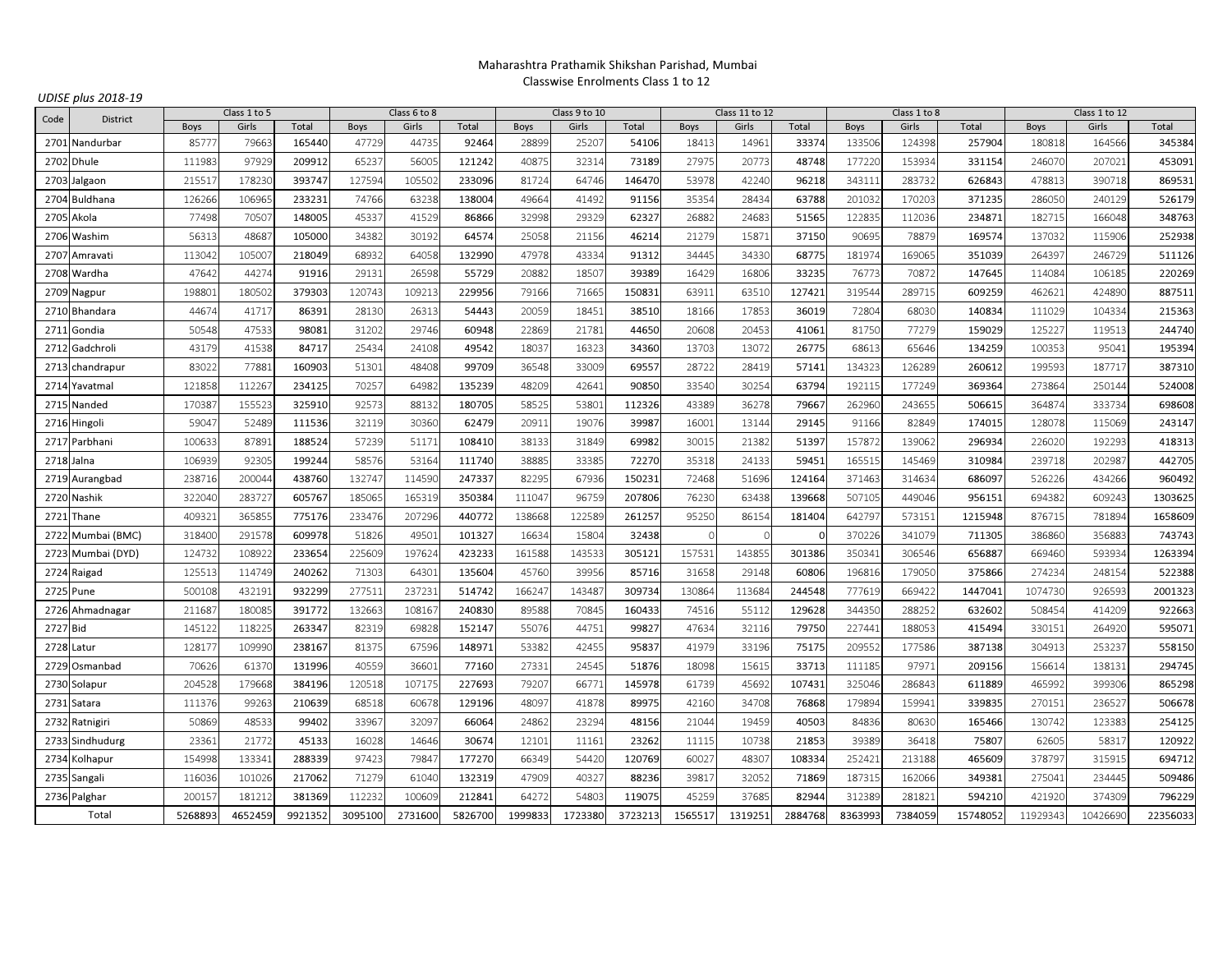Maharashtra Prathamik Shikshan Parishad, Mumbai
Classwise Enrolments Class 1 to 12

*UDISE plus 2018-19*

| Code | District | Class 1 to 5 | | | Class 6 to 8 | | | Class 9 to 10 | | | Class 11 to 12 | | | Class 1 to 8 | | | Class 1 to 12 | | |
|---|---|---|---|---|---|---|---|---|---|---|---|---|---|---|---|---|---|---|---|
| | | Boys | Girls | Total | Boys | Girls | Total | Boys | Girls | Total | Boys | Girls | Total | Boys | Girls | Total | Boys | Girls | Total |
| 2701 | Nandurbar | 85777 | 79663 | 165440 | 47729 | 44735 | 92464 | 28899 | 25207 | 54106 | 18413 | 14961 | 33374 | 133506 | 124398 | 257904 | 180818 | 164566 | 345384 |
| 2702 | Dhule | 111983 | 97929 | 209912 | 65237 | 56005 | 121242 | 40875 | 32314 | 73189 | 27975 | 20773 | 48748 | 177220 | 153934 | 331154 | 246070 | 207021 | 453091 |
| 2703 | Jalgaon | 215517 | 178230 | 393747 | 127594 | 105502 | 233096 | 81724 | 64746 | 146470 | 53978 | 42240 | 96218 | 343111 | 283732 | 626843 | 478813 | 390718 | 869531 |
| 2704 | Buldhana | 126266 | 106965 | 233231 | 74766 | 63238 | 138004 | 49664 | 41492 | 91156 | 35354 | 28434 | 63788 | 201032 | 170203 | 371235 | 286050 | 240129 | 526179 |
| 2705 | Akola | 77498 | 70507 | 148005 | 45337 | 41529 | 86866 | 32998 | 29329 | 62327 | 26882 | 24683 | 51565 | 122835 | 112036 | 234871 | 182715 | 166048 | 348763 |
| 2706 | Washim | 56313 | 48687 | 105000 | 34382 | 30192 | 64574 | 25058 | 21156 | 46214 | 21279 | 15871 | 37150 | 90695 | 78879 | 169574 | 137032 | 115906 | 252938 |
| 2707 | Amravati | 113042 | 105007 | 218049 | 68932 | 64058 | 132990 | 47978 | 43334 | 91312 | 34445 | 34330 | 68775 | 181974 | 169065 | 351039 | 264397 | 246729 | 511126 |
| 2708 | Wardha | 47642 | 44274 | 91916 | 29131 | 26598 | 55729 | 20882 | 18507 | 39389 | 16429 | 16806 | 33235 | 76773 | 70872 | 147645 | 114084 | 106185 | 220269 |
| 2709 | Nagpur | 198801 | 180502 | 379303 | 120743 | 109213 | 229956 | 79166 | 71665 | 150831 | 63911 | 63510 | 127421 | 319544 | 289715 | 609259 | 462621 | 424890 | 887511 |
| 2710 | Bhandara | 44674 | 41717 | 86391 | 28130 | 26313 | 54443 | 20059 | 18451 | 38510 | 18166 | 17853 | 36019 | 72804 | 68030 | 140834 | 111029 | 104334 | 215363 |
| 2711 | Gondia | 50548 | 47533 | 98081 | 31202 | 29746 | 60948 | 22869 | 21781 | 44650 | 20608 | 20453 | 41061 | 81750 | 77279 | 159029 | 125227 | 119513 | 244740 |
| 2712 | Gadchroli | 43179 | 41538 | 84717 | 25434 | 24108 | 49542 | 18037 | 16323 | 34360 | 13703 | 13072 | 26775 | 68613 | 65646 | 134259 | 100353 | 95041 | 195394 |
| 2713 | chandrapur | 83022 | 77881 | 160903 | 51301 | 48408 | 99709 | 36548 | 33009 | 69557 | 28722 | 28419 | 57141 | 134323 | 126289 | 260612 | 199593 | 187717 | 387310 |
| 2714 | Yavatmal | 121858 | 112267 | 234125 | 70257 | 64982 | 135239 | 48209 | 42641 | 90850 | 33540 | 30254 | 63794 | 192115 | 177249 | 369364 | 273864 | 250144 | 524008 |
| 2715 | Nanded | 170387 | 155523 | 325910 | 92573 | 88132 | 180705 | 58525 | 53801 | 112326 | 43389 | 36278 | 79667 | 262960 | 243655 | 506615 | 364874 | 333734 | 698608 |
| 2716 | Hingoli | 59047 | 52489 | 111536 | 32119 | 30360 | 62479 | 20911 | 19076 | 39987 | 16001 | 13144 | 29145 | 91166 | 82849 | 174015 | 128078 | 115069 | 243147 |
| 2717 | Parbhani | 100633 | 87891 | 188524 | 57239 | 51171 | 108410 | 38133 | 31849 | 69982 | 30015 | 21382 | 51397 | 157872 | 139062 | 296934 | 226020 | 192293 | 418313 |
| 2718 | Jalna | 106939 | 92305 | 199244 | 58576 | 53164 | 111740 | 38885 | 33385 | 72270 | 35318 | 24133 | 59451 | 165515 | 145469 | 310984 | 239718 | 202987 | 442705 |
| 2719 | Aurangbad | 238716 | 200044 | 438760 | 132747 | 114590 | 247337 | 82295 | 67936 | 150231 | 72468 | 51696 | 124164 | 371463 | 314634 | 686097 | 526226 | 434266 | 960492 |
| 2720 | Nashik | 322040 | 283727 | 605767 | 185065 | 165319 | 350384 | 111047 | 96759 | 207806 | 76230 | 63438 | 139668 | 507105 | 449046 | 956151 | 694382 | 609243 | 1303625 |
| 2721 | Thane | 409321 | 365855 | 775176 | 233476 | 207296 | 440772 | 138668 | 122589 | 261257 | 95250 | 86154 | 181404 | 642797 | 573151 | 1215948 | 876715 | 781894 | 1658609 |
| 2722 | Mumbai (BMC) | 318400 | 291578 | 609978 | 51826 | 49501 | 101327 | 16634 | 15804 | 32438 | 0 | 0 | 0 | 370226 | 341079 | 711305 | 386860 | 356883 | 743743 |
| 2723 | Mumbai (DYD) | 124732 | 108922 | 233654 | 225609 | 197624 | 423233 | 161588 | 143533 | 305121 | 157531 | 143855 | 301386 | 350341 | 306546 | 656887 | 669460 | 593934 | 1263394 |
| 2724 | Raigad | 125513 | 114749 | 240262 | 71303 | 64301 | 135604 | 45760 | 39956 | 85716 | 31658 | 29148 | 60806 | 196816 | 179050 | 375866 | 274234 | 248154 | 522388 |
| 2725 | Pune | 500108 | 432191 | 932299 | 277511 | 237231 | 514742 | 166247 | 143487 | 309734 | 130864 | 113684 | 244548 | 777619 | 669422 | 1447041 | 1074730 | 926593 | 2001323 |
| 2726 | Ahmadnagar | 211687 | 180085 | 391772 | 132663 | 108167 | 240830 | 89588 | 70845 | 160433 | 74516 | 55112 | 129628 | 344350 | 288252 | 632602 | 508454 | 414209 | 922663 |
| 2727 | Bid | 145122 | 118225 | 263347 | 82319 | 69828 | 152147 | 55076 | 44751 | 99827 | 47634 | 32116 | 79750 | 227441 | 188053 | 415494 | 330151 | 264920 | 595071 |
| 2728 | Latur | 128177 | 109990 | 238167 | 81375 | 67596 | 148971 | 53382 | 42455 | 95837 | 41979 | 33196 | 75175 | 209552 | 177586 | 387138 | 304913 | 253237 | 558150 |
| 2729 | Osmanbad | 70626 | 61370 | 131996 | 40559 | 36601 | 77160 | 27331 | 24545 | 51876 | 18098 | 15615 | 33713 | 111185 | 97971 | 209156 | 156614 | 138131 | 294745 |
| 2730 | Solapur | 204528 | 179668 | 384196 | 120518 | 107175 | 227693 | 79207 | 66771 | 145978 | 61739 | 45692 | 107431 | 325046 | 286843 | 611889 | 465992 | 399306 | 865298 |
| 2731 | Satara | 111376 | 99263 | 210639 | 68518 | 60678 | 129196 | 48097 | 41878 | 89975 | 42160 | 34708 | 76868 | 179894 | 159941 | 339835 | 270151 | 236527 | 506678 |
| 2732 | Ratnigiri | 50869 | 48533 | 99402 | 33967 | 32097 | 66064 | 24862 | 23294 | 48156 | 21044 | 19459 | 40503 | 84836 | 80630 | 165466 | 130742 | 123383 | 254125 |
| 2733 | Sindhudurg | 23361 | 21772 | 45133 | 16028 | 14646 | 30674 | 12101 | 11161 | 23262 | 11115 | 10738 | 21853 | 39389 | 36418 | 75807 | 62605 | 58317 | 120922 |
| 2734 | Kolhapur | 154998 | 133341 | 288339 | 97423 | 79847 | 177270 | 66349 | 54420 | 120769 | 60027 | 48307 | 108334 | 252421 | 213188 | 465609 | 378797 | 315915 | 694712 |
| 2735 | Sangali | 116036 | 101026 | 217062 | 71279 | 61040 | 132319 | 47909 | 40327 | 88236 | 39817 | 32052 | 71869 | 187315 | 162066 | 349381 | 275041 | 234445 | 509486 |
| 2736 | Palghar | 200157 | 181212 | 381369 | 112232 | 100609 | 212841 | 64272 | 54803 | 119075 | 45259 | 37685 | 82944 | 312389 | 281821 | 594210 | 421920 | 374309 | 796229 |
| | Total | 5268893 | 4652459 | 9921352 | 3095100 | 2731600 | 5826700 | 1999833 | 1723380 | 3723213 | 1565517 | 1319251 | 2884768 | 8363993 | 7384059 | 15748052 | 11929343 | 10426690 | 22356033 |